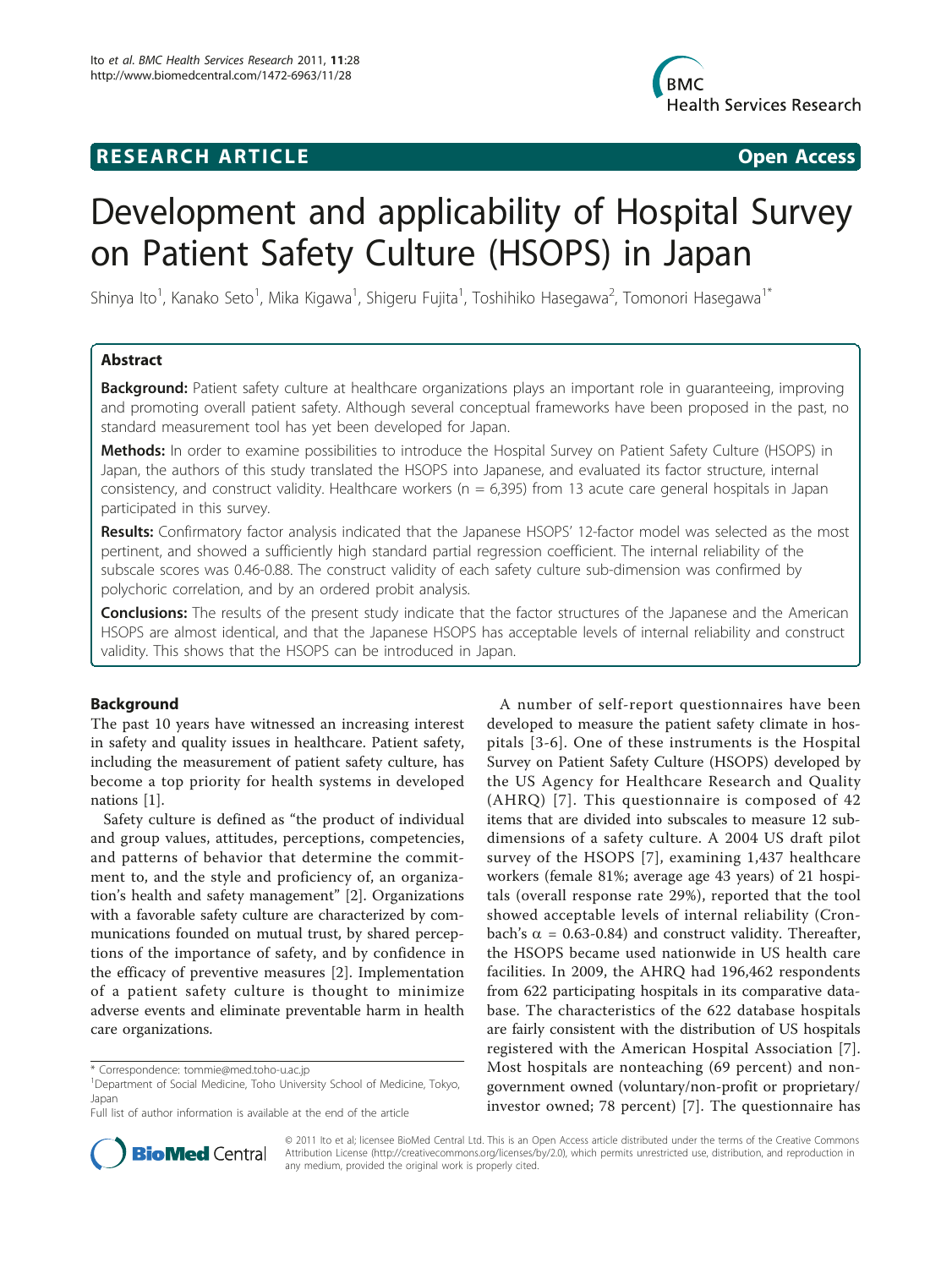# RESEARCH ARTICLE

Open Access

# Development and applicability of Hospital Survey on Patient Safety Culture (HSOPS) in Japan

Shinya Ito[1], Kanako Seto[1], Mika Kigawa[1], Shigeru Fujita[1], Toshihiko Hasegawa[2], Tomonori Hasegawa[1*]

## Abstract

**Background:** Patient safety culture at healthcare organizations plays an important role in guaranteeing, improving and promoting overall patient safety. Although several conceptual frameworks have been proposed in the past, no standard measurement tool has yet been developed for Japan.

**Methods:** In order to examine possibilities to introduce the Hospital Survey on Patient Safety Culture (HSOPS) in Japan, the authors of this study translated the HSOPS into Japanese, and evaluated its factor structure, internal consistency, and construct validity. Healthcare workers (n = 6,395) from 13 acute care general hospitals in Japan participated in this survey.

**Results:** Confirmatory factor analysis indicated that the Japanese HSOPS' 12-factor model was selected as the most pertinent, and showed a sufficiently high standard partial regression coefficient. The internal reliability of the subscale scores was 0.46-0.88. The construct validity of each safety culture sub-dimension was confirmed by polychoric correlation, and by an ordered probit analysis.

**Conclusions:** The results of the present study indicate that the factor structures of the Japanese and the American HSOPS are almost identical, and that the Japanese HSOPS has acceptable levels of internal reliability and construct validity. This shows that the HSOPS can be introduced in Japan.

## Background

The past 10 years have witnessed an increasing interest in safety and quality issues in healthcare. Patient safety, including the measurement of patient safety culture, has become a top priority for health systems in developed nations [1].

Safety culture is defined as "the product of individual and group values, attitudes, perceptions, competencies, and patterns of behavior that determine the commitment to, and the style and proficiency of, an organization's health and safety management" [2]. Organizations with a favorable safety culture are characterized by communications founded on mutual trust, by shared perceptions of the importance of safety, and by confidence in the efficacy of preventive measures [2]. Implementation of a patient safety culture is thought to minimize adverse events and eliminate preventable harm in health care organizations.

A number of self-report questionnaires have been developed to measure the patient safety climate in hospitals [3-6]. One of these instruments is the Hospital Survey on Patient Safety Culture (HSOPS) developed by the US Agency for Healthcare Research and Quality (AHRQ) [7]. This questionnaire is composed of 42 items that are divided into subscales to measure 12 subdimensions of a safety culture. A 2004 US draft pilot survey of the HSOPS [7], examining 1,437 healthcare workers (female 81%; average age 43 years) of 21 hospitals (overall response rate 29%), reported that the tool showed acceptable levels of internal reliability (Cronbach's $\alpha$ = 0.63-0.84) and construct validity. Thereafter, the HSOPS became used nationwide in US health care facilities. In 2009, the AHRQ had 196,462 respondents from 622 participating hospitals in its comparative database. The characteristics of the 622 database hospitals are fairly consistent with the distribution of US hospitals registered with the American Hospital Association [7]. Most hospitals are nonteaching (69 percent) and nongovernment owned (voluntary/non-profit or proprietary/investor owned; 78 percent) [7]. The questionnaire has

\* Correspondence: tommie@med.toho-u.ac.jp
[1]Department of Social Medicine, Toho University School of Medicine, Tokyo, Japan
Full list of author information is available at the end of the article

© 2011 Ito et al; licensee BioMed Central Ltd. This is an Open Access article distributed under the terms of the Creative Commons Attribution License (http://creativecommons.org/licenses/by/2.0), which permits unrestricted use, distribution, and reproduction in any medium, provided the original work is properly cited.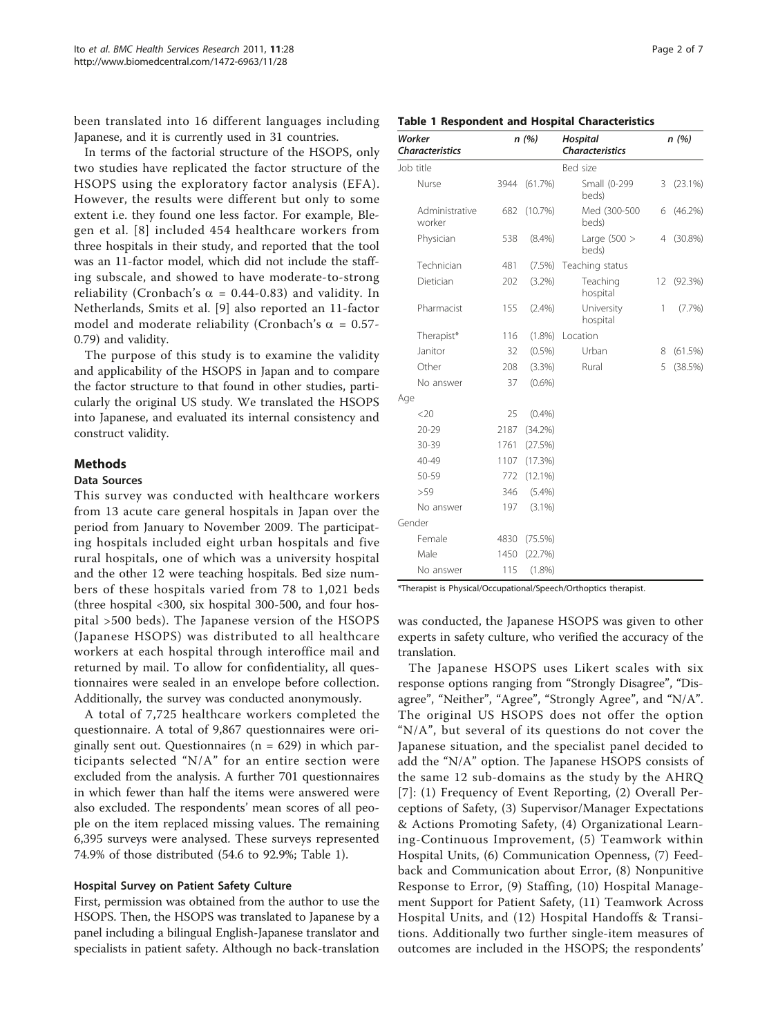been translated into 16 different languages including Japanese, and it is currently used in 31 countries.

In terms of the factorial structure of the HSOPS, only two studies have replicated the factor structure of the HSOPS using the exploratory factor analysis (EFA). However, the results were different but only to some extent i.e. they found one less factor. For example, Blegen et al. [8] included 454 healthcare workers from three hospitals in their study, and reported that the tool was an 11-factor model, which did not include the staffing subscale, and showed to have moderate-to-strong reliability (Cronbach's $\alpha$ = 0.44-0.83) and validity. In Netherlands, Smits et al. [9] also reported an 11-factor model and moderate reliability (Cronbach's $\alpha$ = 0.57-0.79) and validity.

The purpose of this study is to examine the validity and applicability of the HSOPS in Japan and to compare the factor structure to that found in other studies, particularly the original US study. We translated the HSOPS into Japanese, and evaluated its internal consistency and construct validity.

## Methods

### Data Sources

This survey was conducted with healthcare workers from 13 acute care general hospitals in Japan over the period from January to November 2009. The participating hospitals included eight urban hospitals and five rural hospitals, one of which was a university hospital and the other 12 were teaching hospitals. Bed size numbers of these hospitals varied from 78 to 1,021 beds (three hospital <300, six hospital 300-500, and four hospital >500 beds). The Japanese version of the HSOPS (Japanese HSOPS) was distributed to all healthcare workers at each hospital through interoffice mail and returned by mail. To allow for confidentiality, all questionnaires were sealed in an envelope before collection. Additionally, the survey was conducted anonymously.

A total of 7,725 healthcare workers completed the questionnaire. A total of 9,867 questionnaires were originally sent out. Questionnaires (n = 629) in which participants selected "N/A" for an entire section were excluded from the analysis. A further 701 questionnaires in which fewer than half the items were answered were also excluded. The respondents' mean scores of all people on the item replaced missing values. The remaining 6,395 surveys were analysed. These surveys represented 74.9% of those distributed (54.6 to 92.9%; Table 1).

#### Hospital Survey on Patient Safety Culture

First, permission was obtained from the author to use the HSOPS. Then, the HSOPS was translated to Japanese by a panel including a bilingual English-Japanese translator and specialists in patient safety. Although no back-translation was conducted, the Japanese HSOPS was given to other experts in safety culture, who verified the accuracy of the translation.

**Table 1 Respondent and Hospital Characteristics**

| *Worker Characteristics* | *n* | *(%)* | *Hospital Characteristics* | *n* | *(%)* |
|---|---|---|---|---|---|
| Job title | | | Bed size | | |
| Nurse | 3944 | (61.7%) | Small (0-299 beds) | 3 | (23.1%) |
| Administrative worker | 682 | (10.7%) | Med (300-500 beds) | 6 | (46.2%) |
| Physician | 538 | (8.4%) | Large (500 > beds) | 4 | (30.8%) |
| Technician | 481 | (7.5%) | Teaching status | | |
| Dietician | 202 | (3.2%) | Teaching hospital | 12 | (92.3%) |
| Pharmacist | 155 | (2.4%) | University hospital | 1 | (7.7%) |
| Therapist* | 116 | (1.8%) | Location | | |
| Janitor | 32 | (0.5%) | Urban | 8 | (61.5%) |
| Other | 208 | (3.3%) | Rural | 5 | (38.5%) |
| No answer | 37 | (0.6%) | | | |
| Age | | | | | |
| <20 | 25 | (0.4%) | | | |
| 20-29 | 2187 | (34.2%) | | | |
| 30-39 | 1761 | (27.5%) | | | |
| 40-49 | 1107 | (17.3%) | | | |
| 50-59 | 772 | (12.1%) | | | |
| >59 | 346 | (5.4%) | | | |
| No answer | 197 | (3.1%) | | | |
| Gender | | | | | |
| Female | 4830 | (75.5%) | | | |
| Male | 1450 | (22.7%) | | | |
| No answer | 115 | (1.8%) | | | |

*Therapist is Physical/Occupational/Speech/Orthoptics therapist.

The Japanese HSOPS uses Likert scales with six response options ranging from "Strongly Disagree", "Disagree", "Neither", "Agree", "Strongly Agree", and "N/A". The original US HSOPS does not offer the option "N/A", but several of its questions do not cover the Japanese situation, and the specialist panel decided to add the "N/A" option. The Japanese HSOPS consists of the same 12 sub-domains as the study by the AHRQ [7]: (1) Frequency of Event Reporting, (2) Overall Perceptions of Safety, (3) Supervisor/Manager Expectations & Actions Promoting Safety, (4) Organizational Learning-Continuous Improvement, (5) Teamwork within Hospital Units, (6) Communication Openness, (7) Feedback and Communication about Error, (8) Nonpunitive Response to Error, (9) Staffing, (10) Hospital Management Support for Patient Safety, (11) Teamwork Across Hospital Units, and (12) Hospital Handoffs & Transitions. Additionally two further single-item measures of outcomes are included in the HSOPS; the respondents'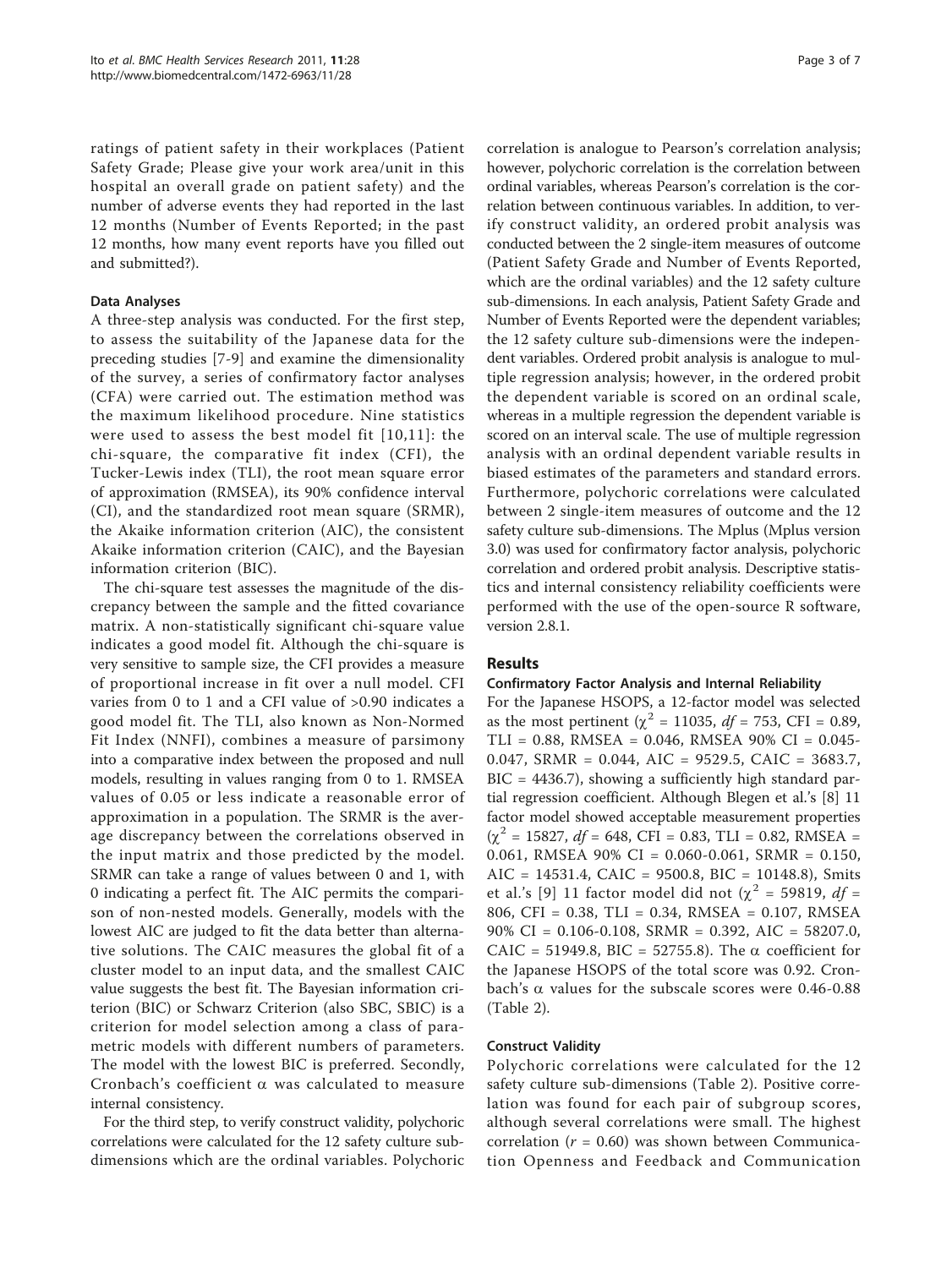ratings of patient safety in their workplaces (Patient Safety Grade; Please give your work area/unit in this hospital an overall grade on patient safety) and the number of adverse events they had reported in the last 12 months (Number of Events Reported; in the past 12 months, how many event reports have you filled out and submitted?).

#### Data Analyses

A three-step analysis was conducted. For the first step, to assess the suitability of the Japanese data for the preceding studies [7-9] and examine the dimensionality of the survey, a series of confirmatory factor analyses (CFA) were carried out. The estimation method was the maximum likelihood procedure. Nine statistics were used to assess the best model fit [10,11]: the chi-square, the comparative fit index (CFI), the Tucker-Lewis index (TLI), the root mean square error of approximation (RMSEA), its 90% confidence interval (CI), and the standardized root mean square (SRMR), the Akaike information criterion (AIC), the consistent Akaike information criterion (CAIC), and the Bayesian information criterion (BIC).

The chi-square test assesses the magnitude of the discrepancy between the sample and the fitted covariance matrix. A non-statistically significant chi-square value indicates a good model fit. Although the chi-square is very sensitive to sample size, the CFI provides a measure of proportional increase in fit over a null model. CFI varies from 0 to 1 and a CFI value of >0.90 indicates a good model fit. The TLI, also known as Non-Normed Fit Index (NNFI), combines a measure of parsimony into a comparative index between the proposed and null models, resulting in values ranging from 0 to 1. RMSEA values of 0.05 or less indicate a reasonable error of approximation in a population. The SRMR is the average discrepancy between the correlations observed in the input matrix and those predicted by the model. SRMR can take a range of values between 0 and 1, with 0 indicating a perfect fit. The AIC permits the comparison of non-nested models. Generally, models with the lowest AIC are judged to fit the data better than alternative solutions. The CAIC measures the global fit of a cluster model to an input data, and the smallest CAIC value suggests the best fit. The Bayesian information criterion (BIC) or Schwarz Criterion (also SBC, SBIC) is a criterion for model selection among a class of parametric models with different numbers of parameters. The model with the lowest BIC is preferred. Secondly, Cronbach's coefficient $\alpha$ was calculated to measure internal consistency.

For the third step, to verify construct validity, polychoric correlations were calculated for the 12 safety culture sub-dimensions which are the ordinal variables. Polychoric correlation is analogue to Pearson's correlation analysis; however, polychoric correlation is the correlation between ordinal variables, whereas Pearson's correlation is the correlation between continuous variables. In addition, to verify construct validity, an ordered probit analysis was conducted between the 2 single-item measures of outcome (Patient Safety Grade and Number of Events Reported, which are the ordinal variables) and the 12 safety culture sub-dimensions. In each analysis, Patient Safety Grade and Number of Events Reported were the dependent variables; the 12 safety culture sub-dimensions were the independent variables. Ordered probit analysis is analogue to multiple regression analysis; however, in the ordered probit the dependent variable is scored on an ordinal scale, whereas in a multiple regression the dependent variable is scored on an interval scale. The use of multiple regression analysis with an ordinal dependent variable results in biased estimates of the parameters and standard errors. Furthermore, polychoric correlations were calculated between 2 single-item measures of outcome and the 12 safety culture sub-dimensions. The Mplus (Mplus version 3.0) was used for confirmatory factor analysis, polychoric correlation and ordered probit analysis. Descriptive statistics and internal consistency reliability coefficients were performed with the use of the open-source R software, version 2.8.1.

## Results

#### Confirmatory Factor Analysis and Internal Reliability

For the Japanese HSOPS, a 12-factor model was selected as the most pertinent ($\chi^2$ = 11035, $df$ = 753, CFI = 0.89, TLI = 0.88, RMSEA = 0.046, RMSEA 90% CI = 0.045-0.047, SRMR = 0.044, AIC = 9529.5, CAIC = 3683.7, BIC = 4436.7), showing a sufficiently high standard partial regression coefficient. Although Blegen et al.'s [8] 11 factor model showed acceptable measurement properties ($\chi^2$ = 15827, $df$ = 648, CFI = 0.83, TLI = 0.82, RMSEA = 0.061, RMSEA 90% CI = 0.060-0.061, SRMR = 0.150, AIC = 14531.4, CAIC = 9500.8, BIC = 10148.8), Smits et al.'s [9] 11 factor model did not ($\chi^2$ = 59819, $df$ = 806, CFI = 0.38, TLI = 0.34, RMSEA = 0.107, RMSEA 90% CI = 0.106-0.108, SRMR = 0.392, AIC = 58207.0, CAIC = 51949.8, BIC = 52755.8). The $\alpha$ coefficient for the Japanese HSOPS of the total score was 0.92. Cronbach's $\alpha$ values for the subscale scores were 0.46-0.88 (Table 2).

#### Construct Validity

Polychoric correlations were calculated for the 12 safety culture sub-dimensions (Table 2). Positive correlation was found for each pair of subgroup scores, although several correlations were small. The highest correlation ($r$ = 0.60) was shown between Communication Openness and Feedback and Communication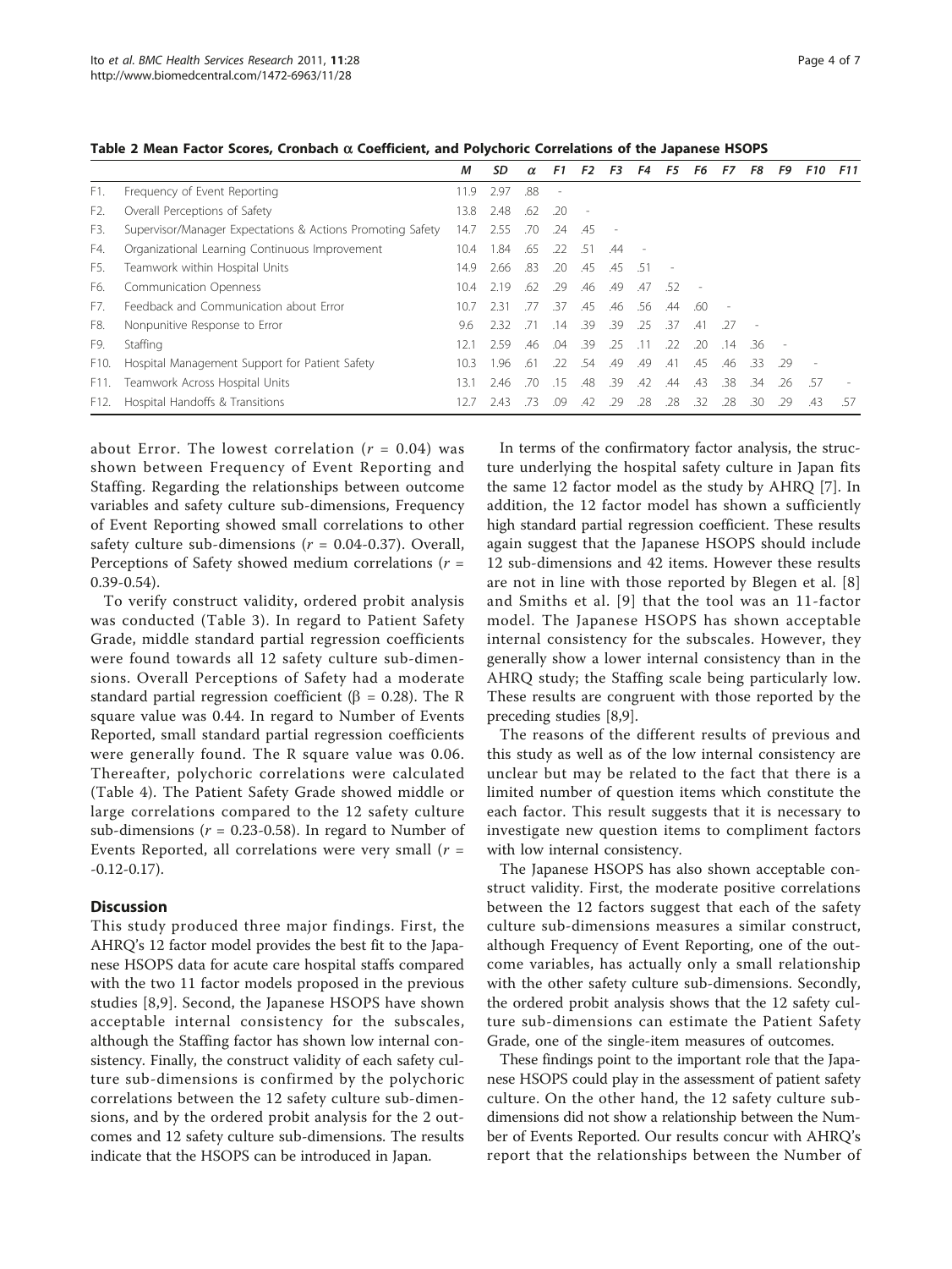**Table 2 Mean Factor Scores, Cronbach α Coefficient, and Polychoric Correlations of the Japanese HSOPS**

| | | M | SD | α | F1 | F2 | F3 | F4 | F5 | F6 | F7 | F8 | F9 | F10 | F11 |
|---|---|---|---|---|---|---|---|---|---|---|---|---|---|---|---|
| F1. | Frequency of Event Reporting | 11.9 | 2.97 | .88 | - | | | | | | | | | | |
| F2. | Overall Perceptions of Safety | 13.8 | 2.48 | .62 | .20 | - | | | | | | | | | |
| F3. | Supervisor/Manager Expectations & Actions Promoting Safety | 14.7 | 2.55 | .70 | .24 | .45 | - | | | | | | | | |
| F4. | Organizational Learning Continuous Improvement | 10.4 | 1.84 | .65 | .22 | .51 | .44 | - | | | | | | | |
| F5. | Teamwork within Hospital Units | 14.9 | 2.66 | .83 | .20 | .45 | .45 | .51 | - | | | | | | |
| F6. | Communication Openness | 10.4 | 2.19 | .62 | .29 | .46 | .49 | .47 | .52 | - | | | | | |
| F7. | Feedback and Communication about Error | 10.7 | 2.31 | .77 | .37 | .45 | .46 | .56 | .44 | .60 | - | | | | |
| F8. | Nonpunitive Response to Error | 9.6 | 2.32 | .71 | .14 | .39 | .39 | .25 | .37 | .41 | .27 | - | | | |
| F9. | Staffing | 12.1 | 2.59 | .46 | .04 | .39 | .25 | .11 | .22 | .20 | .14 | .36 | - | | |
| F10. | Hospital Management Support for Patient Safety | 10.3 | 1.96 | .61 | .22 | .54 | .49 | .49 | .41 | .45 | .46 | .33 | .29 | - | |
| F11. | Teamwork Across Hospital Units | 13.1 | 2.46 | .70 | .15 | .48 | .39 | .42 | .44 | .43 | .38 | .34 | .26 | .57 | - |
| F12. | Hospital Handoffs & Transitions | 12.7 | 2.43 | .73 | .09 | .42 | .29 | .28 | .28 | .32 | .28 | .30 | .29 | .43 | .57 |

about Error. The lowest correlation ($r = 0.04$) was shown between Frequency of Event Reporting and Staffing. Regarding the relationships between outcome variables and safety culture sub-dimensions, Frequency of Event Reporting showed small correlations to other safety culture sub-dimensions ($r = 0.04$-$0.37$). Overall, Perceptions of Safety showed medium correlations ($r = 0.39$-$0.54$).

To verify construct validity, ordered probit analysis was conducted (Table 3). In regard to Patient Safety Grade, middle standard partial regression coefficients were found towards all 12 safety culture sub-dimensions. Overall Perceptions of Safety had a moderate standard partial regression coefficient ($\beta = 0.28$). The R square value was 0.44. In regard to Number of Events Reported, small standard partial regression coefficients were generally found. The R square value was 0.06. Thereafter, polychoric correlations were calculated (Table 4). The Patient Safety Grade showed middle or large correlations compared to the 12 safety culture sub-dimensions ($r = 0.23$-$0.58$). In regard to Number of Events Reported, all correlations were very small ($r = -0.12$-$0.17$).

## Discussion

This study produced three major findings. First, the AHRQ's 12 factor model provides the best fit to the Japanese HSOPS data for acute care hospital staffs compared with the two 11 factor models proposed in the previous studies [8,9]. Second, the Japanese HSOPS have shown acceptable internal consistency for the subscales, although the Staffing factor has shown low internal consistency. Finally, the construct validity of each safety culture sub-dimensions is confirmed by the polychoric correlations between the 12 safety culture sub-dimensions, and by the ordered probit analysis for the 2 outcomes and 12 safety culture sub-dimensions. The results indicate that the HSOPS can be introduced in Japan.

In terms of the confirmatory factor analysis, the structure underlying the hospital safety culture in Japan fits the same 12 factor model as the study by AHRQ [7]. In addition, the 12 factor model has shown a sufficiently high standard partial regression coefficient. These results again suggest that the Japanese HSOPS should include 12 sub-dimensions and 42 items. However these results are not in line with those reported by Blegen et al. [8] and Smiths et al. [9] that the tool was an 11-factor model. The Japanese HSOPS has shown acceptable internal consistency for the subscales. However, they generally show a lower internal consistency than in the AHRQ study; the Staffing scale being particularly low. These results are congruent with those reported by the preceding studies [8,9].

The reasons of the different results of previous and this study as well as of the low internal consistency are unclear but may be related to the fact that there is a limited number of question items which constitute the each factor. This result suggests that it is necessary to investigate new question items to compliment factors with low internal consistency.

The Japanese HSOPS has also shown acceptable construct validity. First, the moderate positive correlations between the 12 factors suggest that each of the safety culture sub-dimensions measures a similar construct, although Frequency of Event Reporting, one of the outcome variables, has actually only a small relationship with the other safety culture sub-dimensions. Secondly, the ordered probit analysis shows that the 12 safety culture sub-dimensions can estimate the Patient Safety Grade, one of the single-item measures of outcomes.

These findings point to the important role that the Japanese HSOPS could play in the assessment of patient safety culture. On the other hand, the 12 safety culture sub-dimensions did not show a relationship between the Number of Events Reported. Our results concur with AHRQ's report that the relationships between the Number of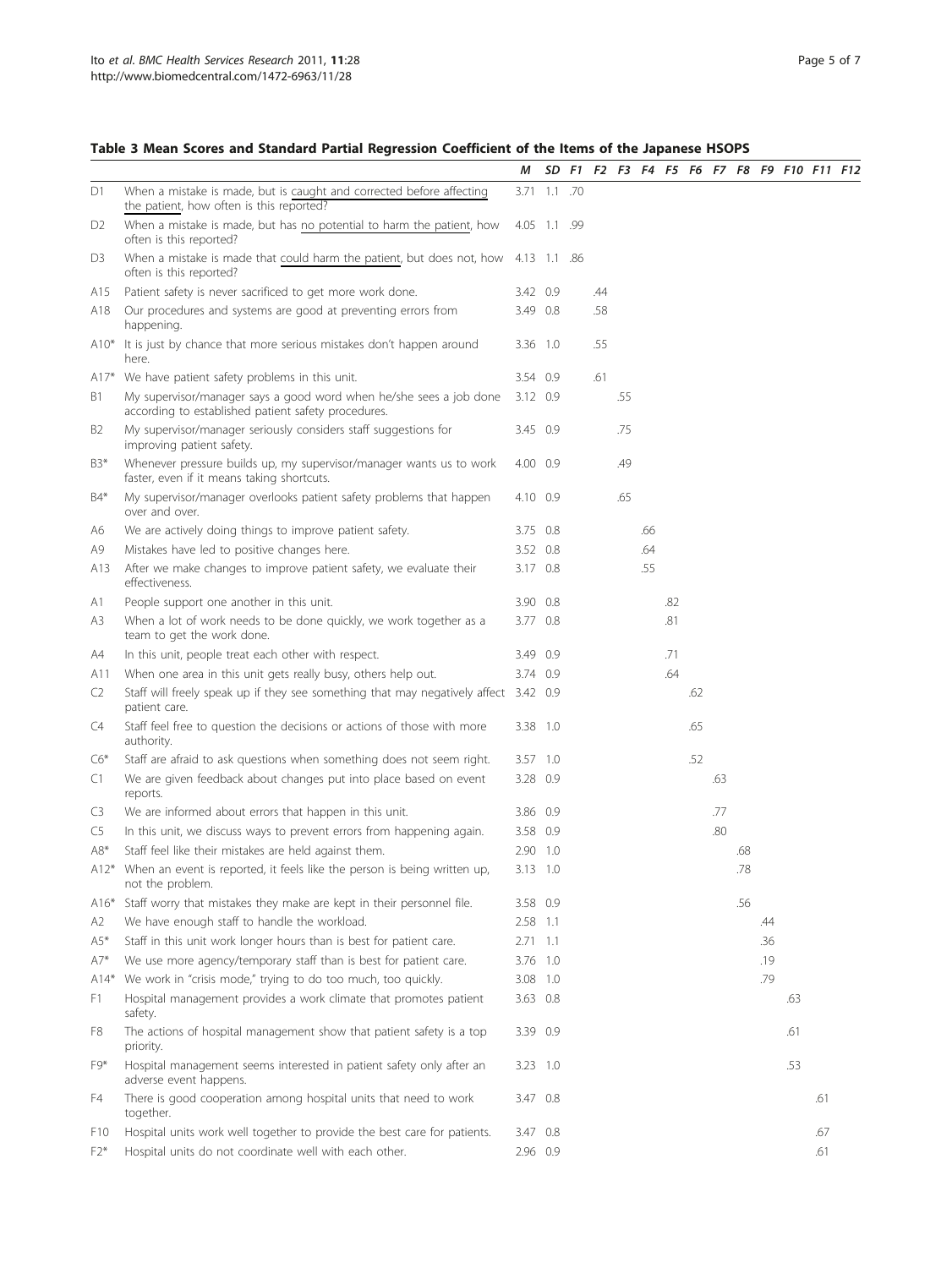### Table 3 Mean Scores and Standard Partial Regression Coefficient of the Items of the Japanese HSOPS

| | | M | SD | F1 | F2 | F3 | F4 | F5 | F6 | F7 | F8 | F9 | F10 | F11 | F12 |
|---|---|---|---|---|---|---|---|---|---|---|---|---|---|---|---|
| D1 | When a mistake is made, but is caught and corrected before affecting the patient, how often is this reported? | 3.71 | 1.1 | .70 | | | | | | | | | | | |
| D2 | When a mistake is made, but has no potential to harm the patient, how often is this reported? | 4.05 | 1.1 | .99 | | | | | | | | | | | |
| D3 | When a mistake is made that could harm the patient, but does not, how often is this reported? | 4.13 | 1.1 | .86 | | | | | | | | | | | |
| A15 | Patient safety is never sacrificed to get more work done. | 3.42 | 0.9 | | .44 | | | | | | | | | | |
| A18 | Our procedures and systems are good at preventing errors from happening. | 3.49 | 0.8 | | .58 | | | | | | | | | | |
| A10* | It is just by chance that more serious mistakes don't happen around here. | 3.36 | 1.0 | | .55 | | | | | | | | | | |
| A17* | We have patient safety problems in this unit. | 3.54 | 0.9 | | .61 | | | | | | | | | | |
| B1 | My supervisor/manager says a good word when he/she sees a job done according to established patient safety procedures. | 3.12 | 0.9 | | | .55 | | | | | | | | | |
| B2 | My supervisor/manager seriously considers staff suggestions for improving patient safety. | 3.45 | 0.9 | | | .75 | | | | | | | | | |
| B3* | Whenever pressure builds up, my supervisor/manager wants us to work faster, even if it means taking shortcuts. | 4.00 | 0.9 | | | .49 | | | | | | | | | |
| B4* | My supervisor/manager overlooks patient safety problems that happen over and over. | 4.10 | 0.9 | | | .65 | | | | | | | | | |
| A6 | We are actively doing things to improve patient safety. | 3.75 | 0.8 | | | | .66 | | | | | | | | |
| A9 | Mistakes have led to positive changes here. | 3.52 | 0.8 | | | | .64 | | | | | | | | |
| A13 | After we make changes to improve patient safety, we evaluate their effectiveness. | 3.17 | 0.8 | | | | .55 | | | | | | | | |
| A1 | People support one another in this unit. | 3.90 | 0.8 | | | | | .82 | | | | | | | |
| A3 | When a lot of work needs to be done quickly, we work together as a team to get the work done. | 3.77 | 0.8 | | | | | .81 | | | | | | | |
| A4 | In this unit, people treat each other with respect. | 3.49 | 0.9 | | | | | .71 | | | | | | | |
| A11 | When one area in this unit gets really busy, others help out. | 3.74 | 0.9 | | | | | .64 | | | | | | | |
| C2 | Staff will freely speak up if they see something that may negatively affect patient care. | 3.42 | 0.9 | | | | | | .62 | | | | | | |
| C4 | Staff feel free to question the decisions or actions of those with more authority. | 3.38 | 1.0 | | | | | | .65 | | | | | | |
| C6* | Staff are afraid to ask questions when something does not seem right. | 3.57 | 1.0 | | | | | | .52 | | | | | | |
| C1 | We are given feedback about changes put into place based on event reports. | 3.28 | 0.9 | | | | | | | .63 | | | | | |
| C3 | We are informed about errors that happen in this unit. | 3.86 | 0.9 | | | | | | | .77 | | | | | |
| C5 | In this unit, we discuss ways to prevent errors from happening again. | 3.58 | 0.9 | | | | | | | .80 | | | | | |
| A8* | Staff feel like their mistakes are held against them. | 2.90 | 1.0 | | | | | | | | .68 | | | | |
| A12* | When an event is reported, it feels like the person is being written up, not the problem. | 3.13 | 1.0 | | | | | | | | .78 | | | | |
| A16* | Staff worry that mistakes they make are kept in their personnel file. | 3.58 | 0.9 | | | | | | | | .56 | | | | |
| A2 | We have enough staff to handle the workload. | 2.58 | 1.1 | | | | | | | | | .44 | | | |
| A5* | Staff in this unit work longer hours than is best for patient care. | 2.71 | 1.1 | | | | | | | | | .36 | | | |
| A7* | We use more agency/temporary staff than is best for patient care. | 3.76 | 1.0 | | | | | | | | | .19 | | | |
| A14* | We work in "crisis mode," trying to do too much, too quickly. | 3.08 | 1.0 | | | | | | | | | .79 | | | |
| F1 | Hospital management provides a work climate that promotes patient safety. | 3.63 | 0.8 | | | | | | | | | | .63 | | |
| F8 | The actions of hospital management show that patient safety is a top priority. | 3.39 | 0.9 | | | | | | | | | | .61 | | |
| F9* | Hospital management seems interested in patient safety only after an adverse event happens. | 3.23 | 1.0 | | | | | | | | | | .53 | | |
| F4 | There is good cooperation among hospital units that need to work together. | 3.47 | 0.8 | | | | | | | | | | | .61 | |
| F10 | Hospital units work well together to provide the best care for patients. | 3.47 | 0.8 | | | | | | | | | | | .67 | |
| F2* | Hospital units do not coordinate well with each other. | 2.96 | 0.9 | | | | | | | | | | | .61 | |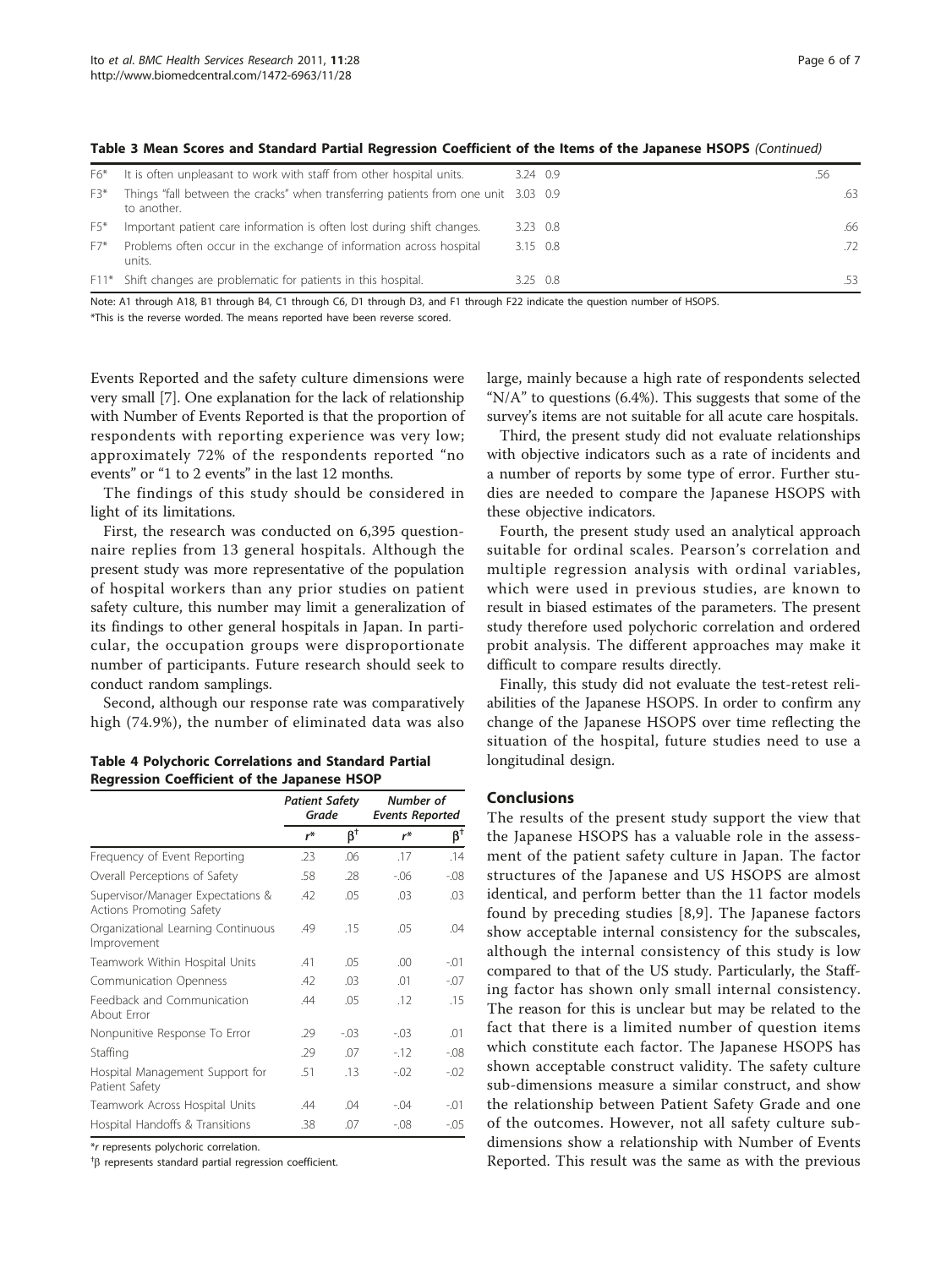**Table 3 Mean Scores and Standard Partial Regression Coefficient of the Items of the Japanese HSOPS** *(Continued)*

| | | | | | |
|---|---|---|---|---|---|
| F6* | It is often unpleasant to work with staff from other hospital units. | 3.24 | 0.9 | .56 | |
| F3* | Things "fall between the cracks" when transferring patients from one unit to another. | 3.03 | 0.9 | | .63 |
| F5* | Important patient care information is often lost during shift changes. | 3.23 | 0.8 | | .66 |
| F7* | Problems often occur in the exchange of information across hospital units. | 3.15 | 0.8 | | .72 |
| F11* | Shift changes are problematic for patients in this hospital. | 3.25 | 0.8 | | .53 |

Note: A1 through A18, B1 through B4, C1 through C6, D1 through D3, and F1 through F22 indicate the question number of HSOPS.

*This is the reverse worded. The means reported have been reverse scored.

Events Reported and the safety culture dimensions were very small [7]. One explanation for the lack of relationship with Number of Events Reported is that the proportion of respondents with reporting experience was very low; approximately 72% of the respondents reported "no events" or "1 to 2 events" in the last 12 months.

The findings of this study should be considered in light of its limitations.

First, the research was conducted on 6,395 questionnaire replies from 13 general hospitals. Although the present study was more representative of the population of hospital workers than any prior studies on patient safety culture, this number may limit a generalization of its findings to other general hospitals in Japan. In particular, the occupation groups were disproportionate number of participants. Future research should seek to conduct random samplings.

Second, although our response rate was comparatively high (74.9%), the number of eliminated data was also large, mainly because a high rate of respondents selected "N/A" to questions (6.4%). This suggests that some of the survey's items are not suitable for all acute care hospitals.

**Table 4 Polychoric Correlations and Standard Partial Regression Coefficient of the Japanese HSOP**

| | *Patient Safety Grade* | | *Number of Events Reported* | |
|---|---|---|---|---|
| | *r** | β[†] | *r** | β[†] |
| Frequency of Event Reporting | .23 | .06 | .17 | .14 |
| Overall Perceptions of Safety | .58 | .28 | -.06 | -.08 |
| Supervisor/Manager Expectations & Actions Promoting Safety | .42 | .05 | .03 | .03 |
| Organizational Learning Continuous Improvement | .49 | .15 | .05 | .04 |
| Teamwork Within Hospital Units | .41 | .05 | .00 | -.01 |
| Communication Openness | .42 | .03 | .01 | -.07 |
| Feedback and Communication About Error | .44 | .05 | .12 | .15 |
| Nonpunitive Response To Error | .29 | -.03 | -.03 | .01 |
| Staffing | .29 | .07 | -.12 | -.08 |
| Hospital Management Support for Patient Safety | .51 | .13 | -.02 | -.02 |
| Teamwork Across Hospital Units | .44 | .04 | -.04 | -.01 |
| Hospital Handoffs & Transitions | .38 | .07 | -.08 | -.05 |

**r* represents polychoric correlation.

[†]β represents standard partial regression coefficient.

Third, the present study did not evaluate relationships with objective indicators such as a rate of incidents and a number of reports by some type of error. Further studies are needed to compare the Japanese HSOPS with these objective indicators.

Fourth, the present study used an analytical approach suitable for ordinal scales. Pearson's correlation and multiple regression analysis with ordinal variables, which were used in previous studies, are known to result in biased estimates of the parameters. The present study therefore used polychoric correlation and ordered probit analysis. The different approaches may make it difficult to compare results directly.

Finally, this study did not evaluate the test-retest reliabilities of the Japanese HSOPS. In order to confirm any change of the Japanese HSOPS over time reflecting the situation of the hospital, future studies need to use a longitudinal design.

## Conclusions

The results of the present study support the view that the Japanese HSOPS has a valuable role in the assessment of the patient safety culture in Japan. The factor structures of the Japanese and US HSOPS are almost identical, and perform better than the 11 factor models found by preceding studies [8,9]. The Japanese factors show acceptable internal consistency for the subscales, although the internal consistency of this study is low compared to that of the US study. Particularly, the Staffing factor has shown only small internal consistency. The reason for this is unclear but may be related to the fact that there is a limited number of question items which constitute each factor. The Japanese HSOPS has shown acceptable construct validity. The safety culture sub-dimensions measure a similar construct, and show the relationship between Patient Safety Grade and one of the outcomes. However, not all safety culture sub-dimensions show a relationship with Number of Events Reported. This result was the same as with the previous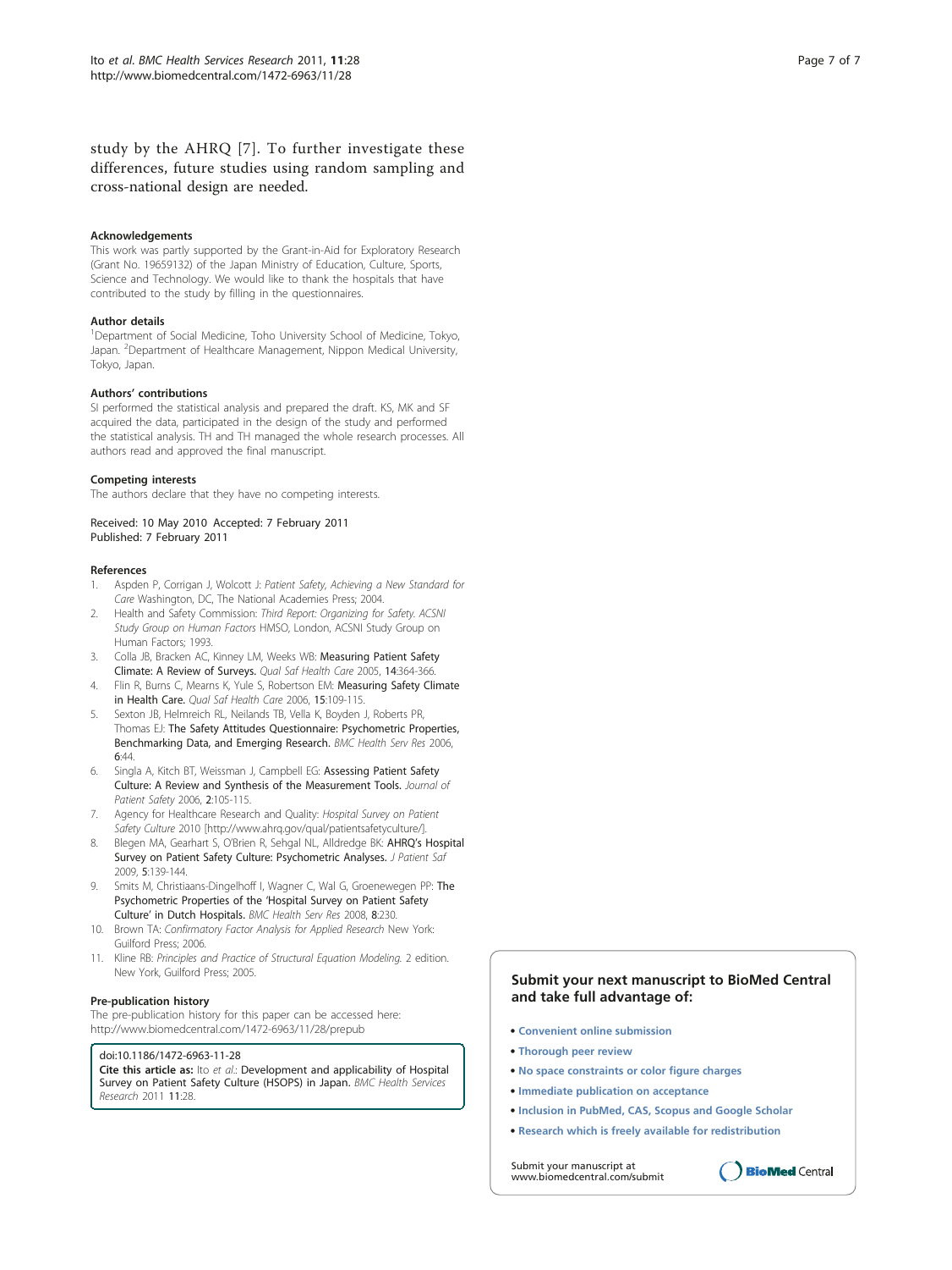study by the AHRQ [7]. To further investigate these differences, future studies using random sampling and cross-national design are needed.

#### Acknowledgements

This work was partly supported by the Grant-in-Aid for Exploratory Research (Grant No. 19659132) of the Japan Ministry of Education, Culture, Sports, Science and Technology. We would like to thank the hospitals that have contributed to the study by filling in the questionnaires.

#### Author details

[1]Department of Social Medicine, Toho University School of Medicine, Tokyo, Japan. [2]Department of Healthcare Management, Nippon Medical University, Tokyo, Japan.

#### Authors' contributions

SI performed the statistical analysis and prepared the draft. KS, MK and SF acquired the data, participated in the design of the study and performed the statistical analysis. TH and TH managed the whole research processes. All authors read and approved the final manuscript.

#### Competing interests

The authors declare that they have no competing interests.

Received: 10 May 2010 Accepted: 7 February 2011
Published: 7 February 2011

#### References

1. Aspden P, Corrigan J, Wolcott J: *Patient Safety, Achieving a New Standard for Care* Washington, DC, The National Academies Press; 2004.
2. Health and Safety Commission: *Third Report: Organizing for Safety. ACSNI Study Group on Human Factors* HMSO, London, ACSNI Study Group on Human Factors; 1993.
3. Colla JB, Bracken AC, Kinney LM, Weeks WB: **Measuring Patient Safety Climate: A Review of Surveys.** *Qual Saf Health Care* 2005, **14**:364-366.
4. Flin R, Burns C, Mearns K, Yule S, Robertson EM: **Measuring Safety Climate in Health Care.** *Qual Saf Health Care* 2006, **15**:109-115.
5. Sexton JB, Helmreich RL, Neilands TB, Vella K, Boyden J, Roberts PR, Thomas EJ: **The Safety Attitudes Questionnaire: Psychometric Properties, Benchmarking Data, and Emerging Research.** *BMC Health Serv Res* 2006, **6**:44.
6. Singla A, Kitch BT, Weissman J, Campbell EG: **Assessing Patient Safety Culture: A Review and Synthesis of the Measurement Tools.** *Journal of Patient Safety* 2006, **2**:105-115.
7. Agency for Healthcare Research and Quality: *Hospital Survey on Patient Safety Culture* 2010 [http://www.ahrq.gov/qual/patientsafetyculture/].
8. Blegen MA, Gearhart S, O'Brien R, Sehgal NL, Alldredge BK: **AHRQ's Hospital Survey on Patient Safety Culture: Psychometric Analyses.** *J Patient Saf* 2009, **5**:139-144.
9. Smits M, Christiaans-Dingelhoff I, Wagner C, Wal G, Groenewegen PP: **The Psychometric Properties of the 'Hospital Survey on Patient Safety Culture' in Dutch Hospitals.** *BMC Health Serv Res* 2008, **8**:230.
10. Brown TA: *Confirmatory Factor Analysis for Applied Research* New York: Guilford Press; 2006.
11. Kline RB: *Principles and Practice of Structural Equation Modeling.* 2 edition. New York, Guilford Press; 2005.

#### Pre-publication history

The pre-publication history for this paper can be accessed here:
http://www.biomedcentral.com/1472-6963/11/28/prepub

doi:10.1186/1472-6963-11-28

**Cite this article as:** Ito *et al.*: Development and applicability of Hospital Survey on Patient Safety Culture (HSOPS) in Japan. *BMC Health Services Research* 2011 **11**:28.

**Submit your next manuscript to BioMed Central and take full advantage of:**

- Convenient online submission
- Thorough peer review
- No space constraints or color figure charges
- Immediate publication on acceptance
- Inclusion in PubMed, CAS, Scopus and Google Scholar
- Research which is freely available for redistribution

Submit your manuscript at
www.biomedcentral.com/submit

BioMed Central